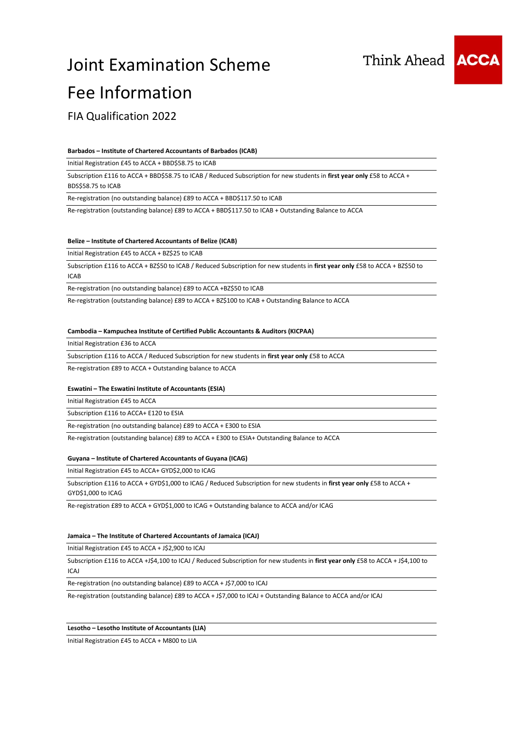# Joint Examination Scheme

# Fee Information

## FIA Qualification 2022

**Barbados – Institute of Chartered Accountants of Barbados (ICAB)**

Initial Registration £45 to ACCA + BBD$58.75 to ICAB

Subscription £116 to ACCA + BBD$58.75 to ICAB / Reduced Subscription for new students in **first year only** £58 to ACCA + BDS$58.75 to ICAB

Re-registration (no outstanding balance) £89 to ACCA + BBD$117.50 to ICAB

Re-registration (outstanding balance) £89 to ACCA + BBD$117.50 to ICAB + Outstanding Balance to ACCA

**Belize – Institute of Chartered Accountants of Belize (ICAB)**

Initial Registration £45 to ACCA + BZ$25 to ICAB

Subscription £116 to ACCA + BZ$50 to ICAB / Reduced Subscription for new students in **first year only** £58 to ACCA + BZ$50 to ICAB

Re-registration (no outstanding balance) £89 to ACCA +BZ$50 to ICAB

Re-registration (outstanding balance) £89 to ACCA + BZ$100 to ICAB + Outstanding Balance to ACCA

**Cambodia – Kampuchea Institute of Certified Public Accountants & Auditors (KICPAA)**

Initial Registration £36 to ACCA

Subscription £116 to ACCA / Reduced Subscription for new students in **first year only** £58 to ACCA

Re-registration £89 to ACCA + Outstanding balance to ACCA

**Eswatini – The Eswatini Institute of Accountants (ESIA)**

Initial Registration £45 to ACCA

Subscription £116 to ACCA+ E120 to ESIA

Re-registration (no outstanding balance) £89 to ACCA + E300 to ESIA

Re-registration (outstanding balance) £89 to ACCA + E300 to ESIA+ Outstanding Balance to ACCA

**Guyana – Institute of Chartered Accountants of Guyana (ICAG)**

Initial Registration £45 to ACCA+ GYD$2,000 to ICAG

Subscription £116 to ACCA + GYD$1,000 to ICAG / Reduced Subscription for new students in **first year only** £58 to ACCA + GYD$1,000 to ICAG

Re-registration £89 to ACCA + GYD$1,000 to ICAG + Outstanding balance to ACCA and/or ICAG

**Jamaica – The Institute of Chartered Accountants of Jamaica (ICAJ)**

Initial Registration £45 to ACCA + J$2,900 to ICAJ

Subscription £116 to ACCA +J$4,100 to ICAJ / Reduced Subscription for new students in **first year only** £58 to ACCA + J$4,100 to ICAJ

Re-registration (no outstanding balance) £89 to ACCA + J$7,000 to ICAJ

Re-registration (outstanding balance) £89 to ACCA + J$7,000 to ICAJ + Outstanding Balance to ACCA and/or ICAJ

**Lesotho – Lesotho Institute of Accountants (LIA)**

Initial Registration £45 to ACCA + M800 to LIA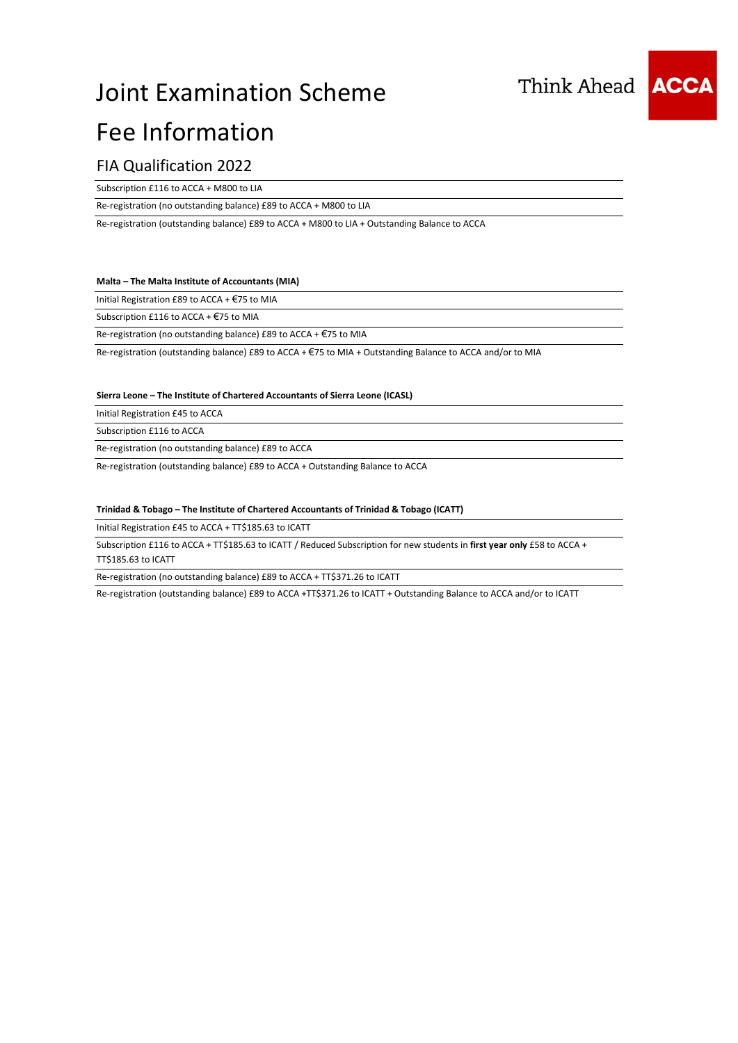# Joint Examination Scheme

# Fee Information

## FIA Qualification 2022

| |
|---|
| Subscription £116 to ACCA + M800 to LIA |
| Re-registration (no outstanding balance) £89 to ACCA + M800 to LIA |
| Re-registration (outstanding balance) £89 to ACCA + M800 to LIA + Outstanding Balance to ACCA |

**Malta – The Malta Institute of Accountants (MIA)**

| |
|---|
| Initial Registration £89 to ACCA + €75 to MIA |
| Subscription £116 to ACCA + €75 to MIA |
| Re-registration (no outstanding balance) £89 to ACCA + €75 to MIA |
| Re-registration (outstanding balance) £89 to ACCA + €75 to MIA + Outstanding Balance to ACCA and/or to MIA |

**Sierra Leone – The Institute of Chartered Accountants of Sierra Leone (ICASL)**

| |
|---|
| Initial Registration £45 to ACCA |
| Subscription £116 to ACCA |
| Re-registration (no outstanding balance) £89 to ACCA |
| Re-registration (outstanding balance) £89 to ACCA + Outstanding Balance to ACCA |

**Trinidad & Tobago – The Institute of Chartered Accountants of Trinidad & Tobago (ICATT)**

| |
|---|
| Initial Registration £45 to ACCA + TT$185.63 to ICATT |
| Subscription £116 to ACCA + TT$185.63 to ICATT / Reduced Subscription for new students in **first year only** £58 to ACCA + TT$185.63 to ICATT |
| Re-registration (no outstanding balance) £89 to ACCA + TT$371.26 to ICATT |
| Re-registration (outstanding balance) £89 to ACCA +TT$371.26 to ICATT + Outstanding Balance to ACCA and/or to ICATT |